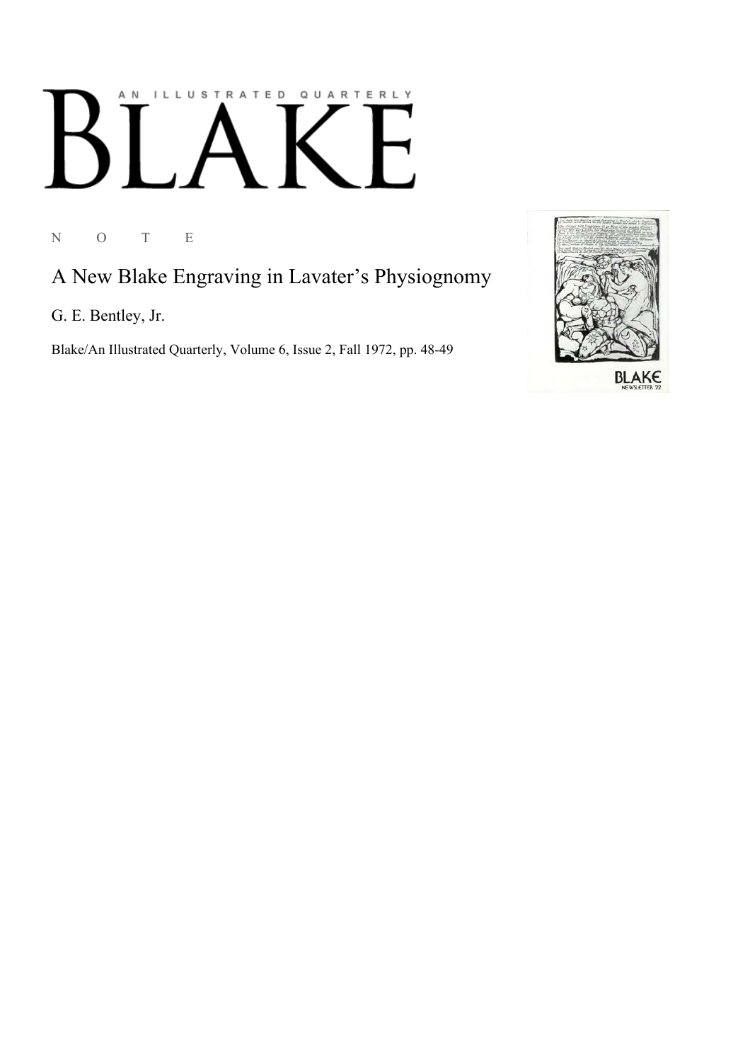AN ILLUSTRATED QUARTERLY

# BLAKE

N O T E

## A New Blake Engraving in Lavater's Physiognomy

G. E. Bentley, Jr.

Blake/An Illustrated Quarterly, Volume 6, Issue 2, Fall 1972, pp. 48-49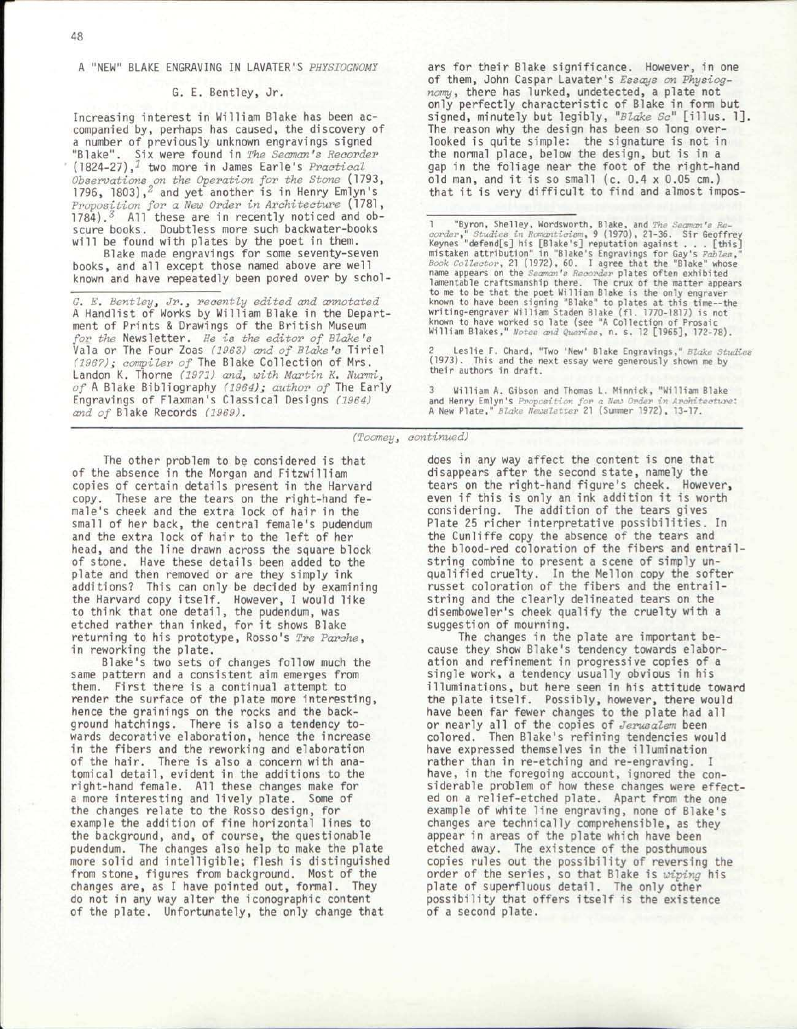## A "NEW" BLAKE ENGRAVING IN LAVATER'S *PHYSIOGNOMY*

### G. E. Bentley, Jr.

Increasing interest in William Blake has been accompanied by, perhaps has caused, the discovery of a number of previously unknown engravings signed "Blake". Six were found in *The Seaman's Recorder* (1824-27),[1] two more in James Earle's *Practical Observations on the Operation for the Stone* (1793, 1796, 1803),[2] and yet another is in Henry Emlyn's *Proposition for a New Order in Architecture* (1781, 1784).[3] All these are in recently noticed and obscure books. Doubtless more such backwater-books will be found with plates by the poet in them.

Blake made engravings for some seventy-seven books, and all except those named above are well known and have repeatedly been pored over by scholars for their Blake significance. However, in one of them, John Caspar Lavater's *Essays on Physiognomy*, there has lurked, undetected, a plate not only perfectly characteristic of Blake in form but signed, minutely but legibly, "*Blake Sc*" [illus. 1]. The reason why the design has been so long overlooked is quite simple: the signature is not in the normal place, below the design, but is in a gap in the foliage near the foot of the right-hand old man, and it is so small (c. 0.4 x 0.05 cm.) that it is very difficult to find and almost impos-

*G. E. Bentley, Jr., recently edited and annotated* A Handlist of Works by William Blake in the Department of Prints & Drawings of the British Museum *for the* Newsletter. *He is the editor of Blake's* Vala or The Four Zoas *(1963) and of Blake's* Tiriel *(1967); compiler of* The Blake Collection of Mrs. Landon K. Thorne *(1971) and, with Martin K. Nurmi, of* A Blake Bibliography *(1964); author of* The Early Engravings of Flaxman's Classical Designs *(1964) and of* Blake Records *(1969).*

1 "Byron, Shelley, Wordsworth, Blake, and *The Seaman's Recorder*," *Studies in Romanticism*, 9 (1970), 21-36. Sir Geoffrey Keynes "defend[s] his [Blake's] reputation against . . . [this] mistaken attribution" in "Blake's Engravings for Gay's *Fables*," *Book Collector*, 21 (1972), 60. I agree that the "Blake" whose name appears on the *Seaman's Recorder* plates often exhibited lamentable craftsmanship there. The crux of the matter appears to me to be that the poet William Blake is the only engraver known to have been signing "Blake" to plates at this time--the writing-engraver William Staden Blake (fl. 1770-1817) is not known to have worked so late (see "A Collection of Prosaic William Blakes," *Notes and Queries*, n. s. 12 [1965], 172-78).

2 Leslie F. Chard, "Two 'New' Blake Engravings," *Blake Studies* (1973). This and the next essay were generously shown me by their authors in draft.

3 William A. Gibson and Thomas L. Minnick, "William Blake and Henry Emlyn's *Proposition for a New Order in Architecture*: A New Plate," *Blake Newsletter* 21 (Summer 1972), 13-17.

*(Toomey, continued)*

The other problem to be considered is that of the absence in the Morgan and Fitzwilliam copies of certain details present in the Harvard copy. These are the tears on the right-hand female's cheek and the extra lock of hair in the small of her back, the central female's pudendum and the extra lock of hair to the left of her head, and the line drawn across the square block of stone. Have these details been added to the plate and then removed or are they simply ink additions? This can only be decided by examining the Harvard copy itself. However, I would like to think that one detail, the pudendum, was etched rather than inked, for it shows Blake returning to his prototype, Rosso's *Tre Parche*, in reworking the plate.

Blake's two sets of changes follow much the same pattern and a consistent aim emerges from them. First there is a continual attempt to render the surface of the plate more interesting, hence the grainings on the rocks and the background hatchings. There is also a tendency towards decorative elaboration, hence the increase in the fibers and the reworking and elaboration of the hair. There is also a concern with anatomical detail, evident in the additions to the right-hand female. All these changes make for a more interesting and lively plate. Some of the changes relate to the Rosso design, for example the addition of fine horizontal lines to the background, and, of course, the questionable pudendum. The changes also help to make the plate more solid and intelligible; flesh is distinguished from stone, figures from background. Most of the changes are, as I have pointed out, formal. They do not in any way alter the iconographic content of the plate. Unfortunately, the only change that does in any way affect the content is one that disappears after the second state, namely the tears on the right-hand figure's cheek. However, even if this is only an ink addition it is worth considering. The addition of the tears gives Plate 25 richer interpretative possibilities. In the Cunliffe copy the absence of the tears and the blood-red coloration of the fibers and entrail-string combine to present a scene of simply unqualified cruelty. In the Mellon copy the softer russet coloration of the fibers and the entrail-string and the clearly delineated tears on the disemboweler's cheek qualify the cruelty with a suggestion of mourning.

The changes in the plate are important because they show Blake's tendency towards elaboration and refinement in progressive copies of a single work, a tendency usually obvious in his illuminations, but here seen in his attitude toward the plate itself. Possibly, however, there would have been far fewer changes to the plate had all or nearly all of the copies of *Jerusalem* been colored. Then Blake's refining tendencies would have expressed themselves in the illumination rather than in re-etching and re-engraving. I have, in the foregoing account, ignored the considerable problem of how these changes were effected on a relief-etched plate. Apart from the one example of white line engraving, none of Blake's changes are technically comprehensible, as they appear in areas of the plate which have been etched away. The existence of the posthumous copies rules out the possibility of reversing the order of the series, so that Blake is *wiping* his plate of superfluous detail. The only other possibility that offers itself is the existence of a second plate.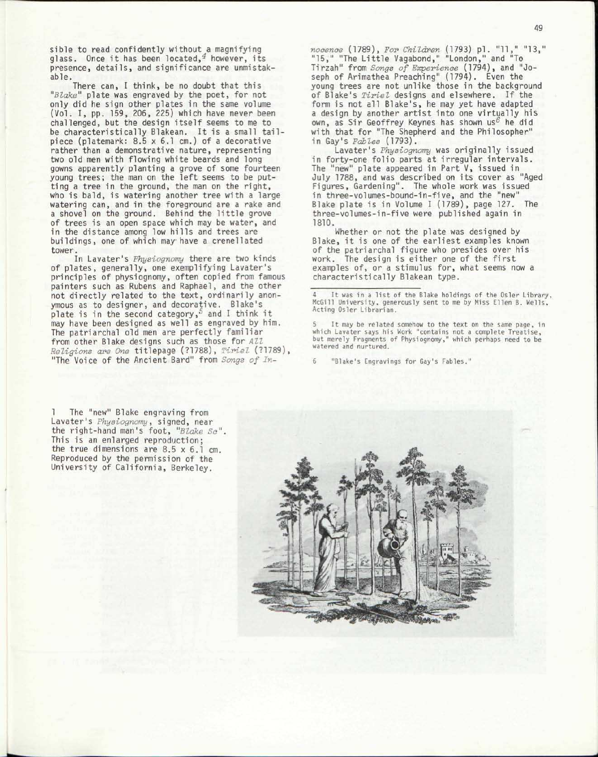sible to read confidently without a magnifying glass. Once it has been located,[4] however, its presence, details, and significance are unmistakable.

There can, I think, be no doubt that this "*Blake*" plate was engraved by the poet, for not only did he sign other plates in the same volume (Vol. I, pp. 159, 206, 225) which have never been challenged, but the design itself seems to me to be characteristically Blakean. It is a small tailpiece (platemark: 8.5 x 6.1 cm.) of a decorative rather than a demonstrative nature, representing two old men with flowing white beards and long gowns apparently planting a grove of some fourteen young trees; the man on the left seems to be putting a tree in the ground, the man on the right, who is bald, is watering another tree with a large watering can, and in the foreground are a rake and a shovel on the ground. Behind the little grove of trees is an open space which may be water, and in the distance among low hills and trees are buildings, one of which may have a crenellated tower.

In Lavater's *Physiognomy* there are two kinds of plates, generally, one exemplifying Lavater's principles of physiognomy, often copied from famous painters such as Rubens and Raphael, and the other not directly related to the text, ordinarily anonymous as to designer, and decorative. Blake's plate is in the second category,[5] and I think it may have been designed as well as engraved by him. The patriarchal old men are perfectly familiar from other Blake designs such as those for *All Religions are One* titlepage (?1788), *Tiriel* (?1789), "The Voice of the Ancient Bard" from *Songs of Innocence* (1789), *For Children* (1793) pl. "11," "13," "15," "The Little Vagabond," "London," and "To Tirzah" from *Songs of Experience* (1794), and "Joseph of Arimathea Preaching" (1794). Even the young trees are not unlike those in the background of Blake's *Tiriel* designs and elsewhere. If the form is not all Blake's, he may yet have adapted a design by another artist into one virtually his own, as Sir Geoffrey Keynes has shown us[6] he did with that for "The Shepherd and the Philosopher" in Gay's *Fables* (1793).

Lavater's *Physiognomy* was originally issued in forty-one folio parts at irregular intervals. The "new" plate appeared in Part V, issued in July 1788, and was described on its cover as "Aged Figures, Gardening". The whole work was issued in three-volumes-bound-in-five, and the "new" Blake plate is in Volume I (1789), page 127. The three-volumes-in-five were published again in 1810.

Whether or not the plate was designed by Blake, it is one of the earliest examples known of the patriarchal figure who presides over his work. The design is either one of the first examples of, or a stimulus for, what seems now a characteristically Blakean type.

---

4 It was in a list of the Blake holdings of the Osler Library, McGill University, generously sent to me by Miss Ellen B. Wells, Acting Osler Librarian.

5 It may be related somehow to the text on the same page, in which Lavater says his Work "contains not a complete Treatise, but merely Fragments of Physiognomy," which perhaps need to be watered and nurtured.

6 "Blake's Engravings for Gay's Fables."

1 The "new" Blake engraving from Lavater's *Physiognomy*, signed, near the right-hand man's foot, "*Blake Sc*". This is an enlarged reproduction; the true dimensions are 8.5 x 6.1 cm. Reproduced by the permission of the University of California, Berkeley.